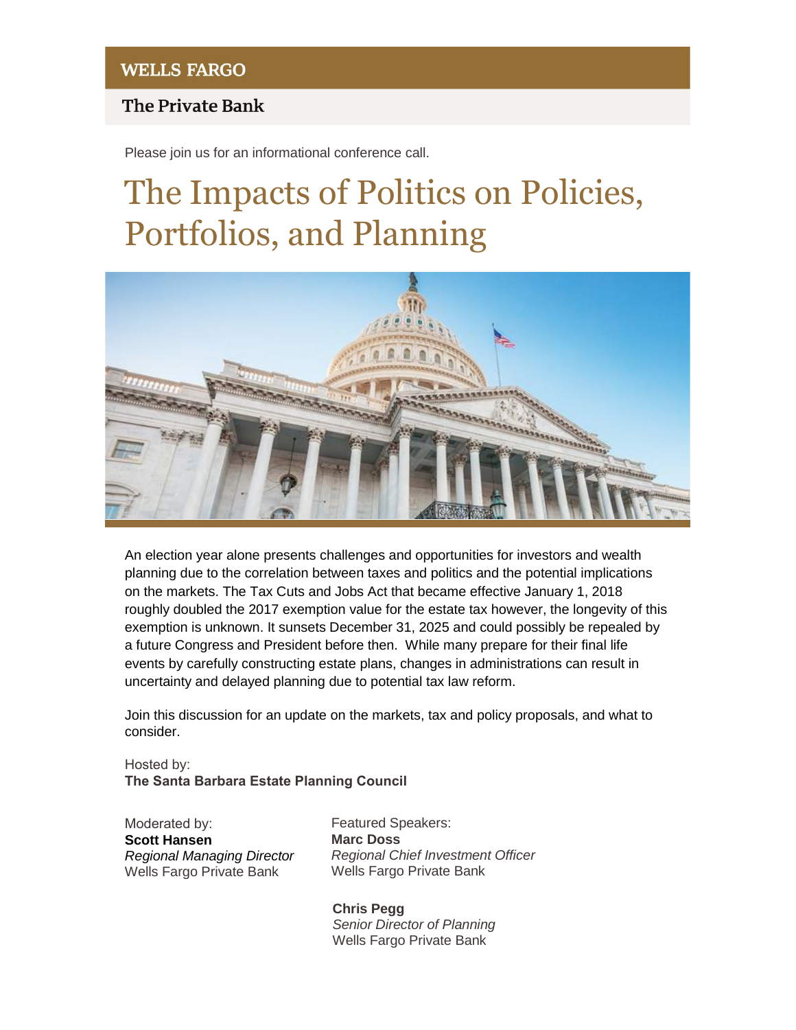**WELLS FARGO**

**The Private Bank**

Please join us for an informational conference call.

# The Impacts of Politics on Policies, Portfolios, and Planning

An election year alone presents challenges and opportunities for investors and wealth planning due to the correlation between taxes and politics and the potential implications on the markets. The Tax Cuts and Jobs Act that became effective January 1, 2018 roughly doubled the 2017 exemption value for the estate tax however, the longevity of this exemption is unknown. It sunsets December 31, 2025 and could possibly be repealed by a future Congress and President before then. While many prepare for their final life events by carefully constructing estate plans, changes in administrations can result in uncertainty and delayed planning due to potential tax law reform.

Join this discussion for an update on the markets, tax and policy proposals, and what to consider.

Hosted by:
**The Santa Barbara Estate Planning Council**

Moderated by:
**Scott Hansen**
*Regional Managing Director*
Wells Fargo Private Bank

Featured Speakers:
**Marc Doss**
*Regional Chief Investment Officer*
Wells Fargo Private Bank

**Chris Pegg**
*Senior Director of Planning*
Wells Fargo Private Bank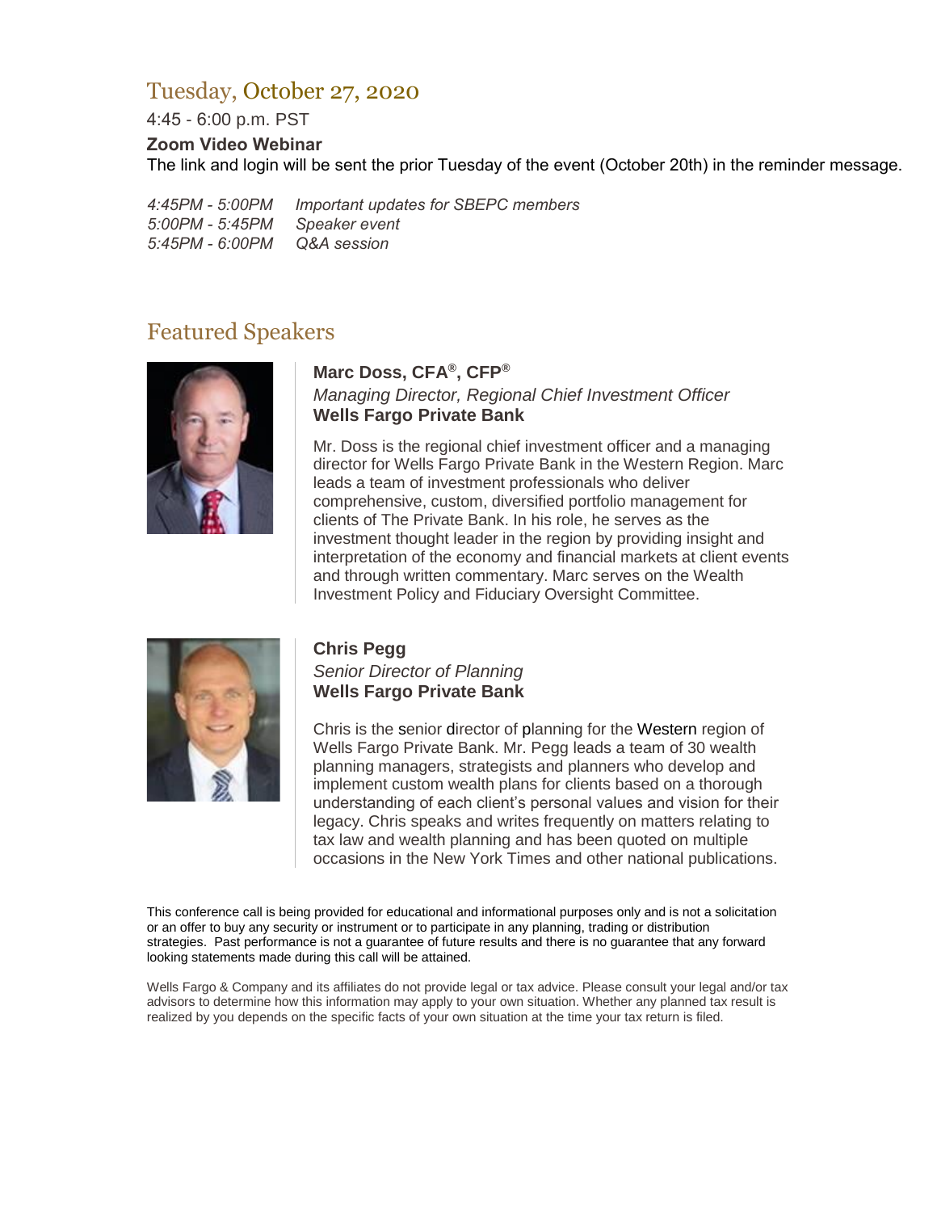## Tuesday, October 27, 2020

4:45 - 6:00 p.m. PST

**Zoom Video Webinar**

The link and login will be sent the prior Tuesday of the event (October 20th) in the reminder message.

*4:45PM - 5:00PM Important updates for SBEPC members*
*5:00PM - 5:45PM Speaker event*
*5:45PM - 6:00PM Q&A session*

## Featured Speakers

**Marc Doss, CFA®, CFP®**
*Managing Director, Regional Chief Investment Officer*
**Wells Fargo Private Bank**

Mr. Doss is the regional chief investment officer and a managing director for Wells Fargo Private Bank in the Western Region. Marc leads a team of investment professionals who deliver comprehensive, custom, diversified portfolio management for clients of The Private Bank. In his role, he serves as the investment thought leader in the region by providing insight and interpretation of the economy and financial markets at client events and through written commentary. Marc serves on the Wealth Investment Policy and Fiduciary Oversight Committee.

**Chris Pegg**
*Senior Director of Planning*
**Wells Fargo Private Bank**

Chris is the senior director of planning for the Western region of Wells Fargo Private Bank. Mr. Pegg leads a team of 30 wealth planning managers, strategists and planners who develop and implement custom wealth plans for clients based on a thorough understanding of each client's personal values and vision for their legacy. Chris speaks and writes frequently on matters relating to tax law and wealth planning and has been quoted on multiple occasions in the New York Times and other national publications.

This conference call is being provided for educational and informational purposes only and is not a solicitation or an offer to buy any security or instrument or to participate in any planning, trading or distribution strategies. Past performance is not a guarantee of future results and there is no guarantee that any forward looking statements made during this call will be attained.

Wells Fargo & Company and its affiliates do not provide legal or tax advice. Please consult your legal and/or tax advisors to determine how this information may apply to your own situation. Whether any planned tax result is realized by you depends on the specific facts of your own situation at the time your tax return is filed.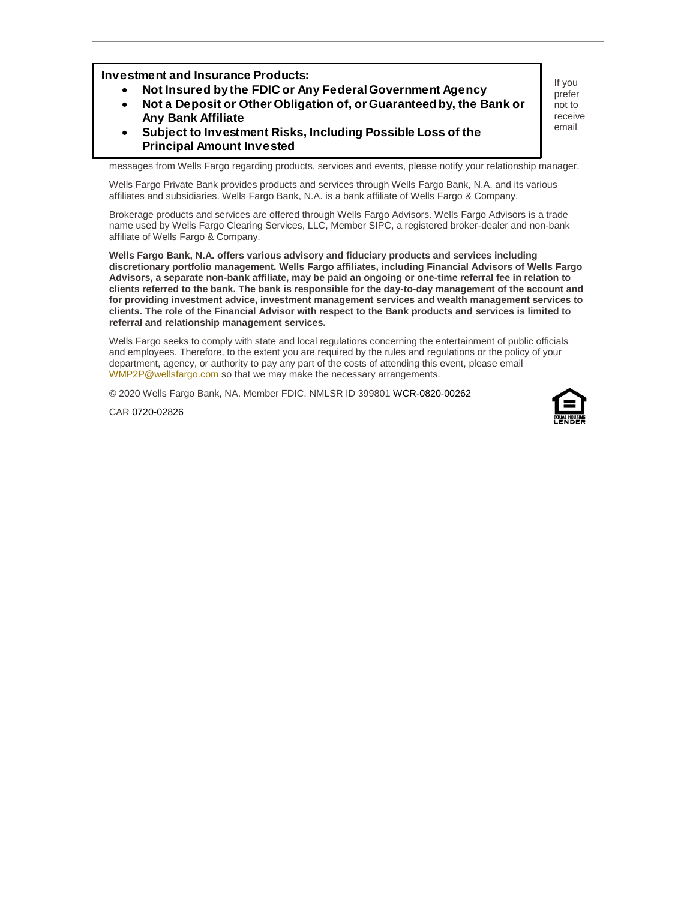**Investment and Insurance Products:**

- **Not Insured by the FDIC or Any Federal Government Agency**
- **Not a Deposit or Other Obligation of, or Guaranteed by, the Bank or Any Bank Affiliate**
- **Subject to Investment Risks, Including Possible Loss of the Principal Amount Invested**

If you prefer not to receive email messages from Wells Fargo regarding products, services and events, please notify your relationship manager.

Wells Fargo Private Bank provides products and services through Wells Fargo Bank, N.A. and its various affiliates and subsidiaries. Wells Fargo Bank, N.A. is a bank affiliate of Wells Fargo & Company.

Brokerage products and services are offered through Wells Fargo Advisors. Wells Fargo Advisors is a trade name used by Wells Fargo Clearing Services, LLC, Member SIPC, a registered broker-dealer and non-bank affiliate of Wells Fargo & Company.

**Wells Fargo Bank, N.A. offers various advisory and fiduciary products and services including discretionary portfolio management. Wells Fargo affiliates, including Financial Advisors of Wells Fargo Advisors, a separate non-bank affiliate, may be paid an ongoing or one-time referral fee in relation to clients referred to the bank. The bank is responsible for the day-to-day management of the account and for providing investment advice, investment management services and wealth management services to clients. The role of the Financial Advisor with respect to the Bank products and services is limited to referral and relationship management services.**

Wells Fargo seeks to comply with state and local regulations concerning the entertainment of public officials and employees. Therefore, to the extent you are required by the rules and regulations or the policy of your department, agency, or authority to pay any part of the costs of attending this event, please email WMP2P@wellsfargo.com so that we may make the necessary arrangements.

© 2020 Wells Fargo Bank, NA. Member FDIC. NMLSR ID 399801 WCR-0820-00262

CAR 0720-02826

EQUAL HOUSING LENDER